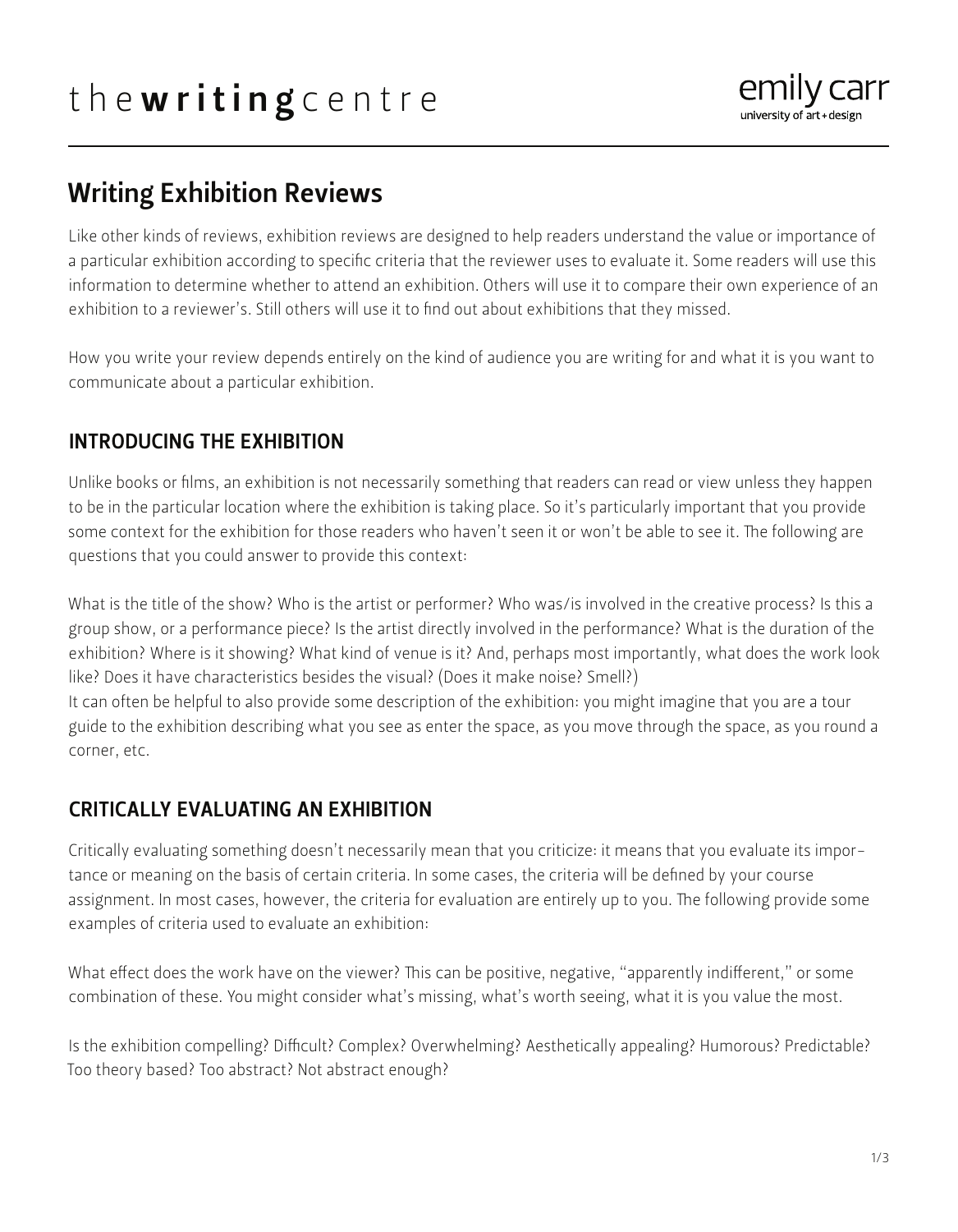# Writing Exhibition Reviews

Like other kinds of reviews, exhibition reviews are designed to help readers understand the value or importance of a particular exhibition according to specific criteria that the reviewer uses to evaluate it. Some readers will use this information to determine whether to attend an exhibition. Others will use it to compare their own experience of an exhibition to a reviewer's. Still others will use it to find out about exhibitions that they missed.

How you write your review depends entirely on the kind of audience you are writing for and what it is you want to communicate about a particular exhibition.

## INTRODUCING THE EXHIBITION

Unlike books or films, an exhibition is not necessarily something that readers can read or view unless they happen to be in the particular location where the exhibition is taking place. So it's particularly important that you provide some context for the exhibition for those readers who haven't seen it or won't be able to see it. The following are questions that you could answer to provide this context:

What is the title of the show? Who is the artist or performer? Who was/is involved in the creative process? Is this a group show, or a performance piece? Is the artist directly involved in the performance? What is the duration of the exhibition? Where is it showing? What kind of venue is it? And, perhaps most importantly, what does the work look like? Does it have characteristics besides the visual? (Does it make noise? Smell?)
It can often be helpful to also provide some description of the exhibition: you might imagine that you are a tour guide to the exhibition describing what you see as enter the space, as you move through the space, as you round a corner, etc.

## CRITICALLY EVALUATING AN EXHIBITION

Critically evaluating something doesn't necessarily mean that you criticize: it means that you evaluate its importance or meaning on the basis of certain criteria. In some cases, the criteria will be defined by your course assignment. In most cases, however, the criteria for evaluation are entirely up to you. The following provide some examples of criteria used to evaluate an exhibition:

What effect does the work have on the viewer? This can be positive, negative, "apparently indifferent," or some combination of these. You might consider what's missing, what's worth seeing, what it is you value the most.

Is the exhibition compelling? Difficult? Complex? Overwhelming? Aesthetically appealing? Humorous? Predictable? Too theory based? Too abstract? Not abstract enough?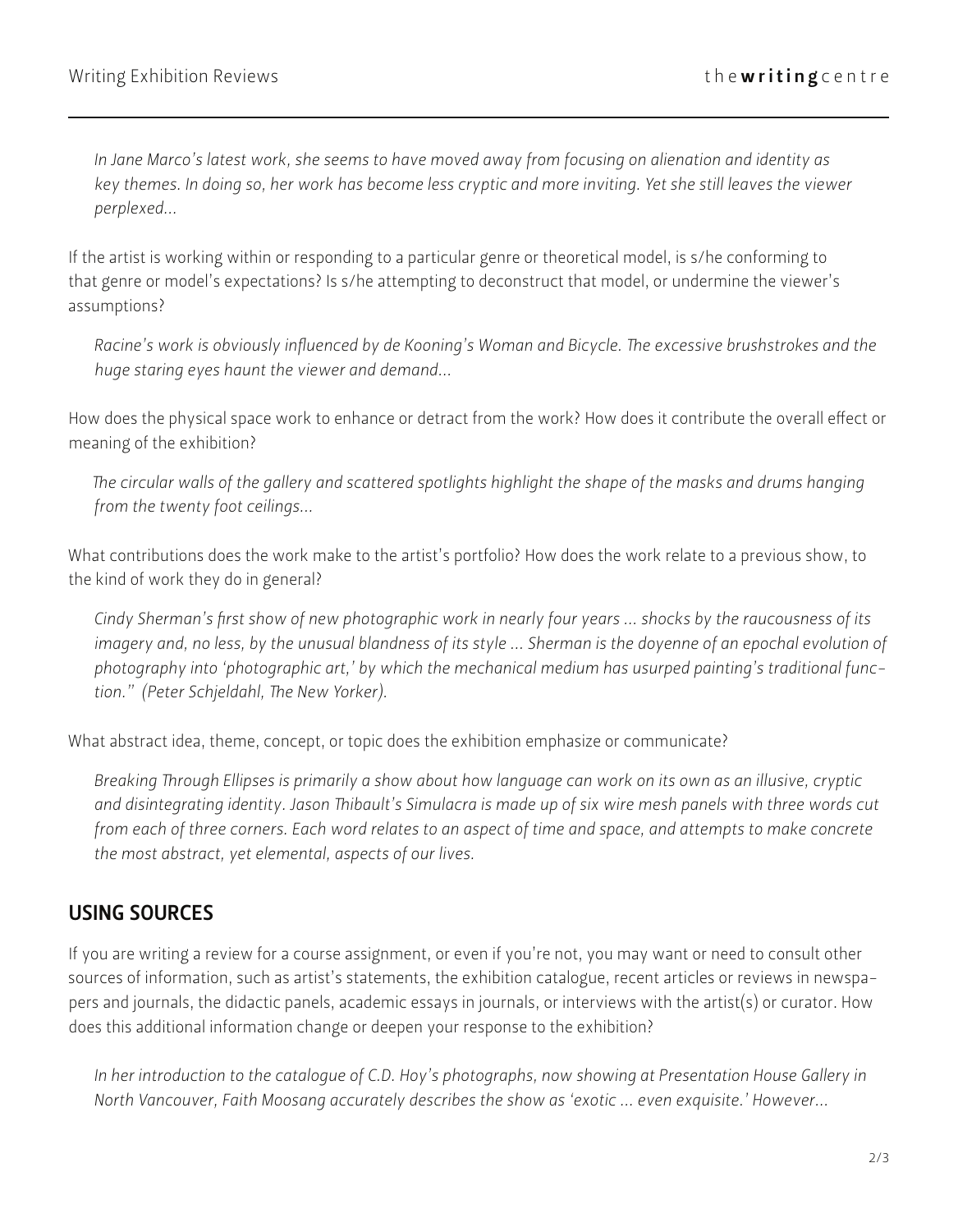*In Jane Marco's latest work, she seems to have moved away from focusing on alienation and identity as key themes. In doing so, her work has become less cryptic and more inviting. Yet she still leaves the viewer perplexed...*

If the artist is working within or responding to a particular genre or theoretical model, is s/he conforming to that genre or model's expectations? Is s/he attempting to deconstruct that model, or undermine the viewer's assumptions?

*Racine's work is obviously influenced by de Kooning's Woman and Bicycle. The excessive brushstrokes and the huge staring eyes haunt the viewer and demand...*

How does the physical space work to enhance or detract from the work? How does it contribute the overall effect or meaning of the exhibition?

*The circular walls of the gallery and scattered spotlights highlight the shape of the masks and drums hanging from the twenty foot ceilings...*

What contributions does the work make to the artist's portfolio? How does the work relate to a previous show, to the kind of work they do in general?

*Cindy Sherman's first show of new photographic work in nearly four years ... shocks by the raucousness of its imagery and, no less, by the unusual blandness of its style ... Sherman is the doyenne of an epochal evolution of photography into 'photographic art,' by which the mechanical medium has usurped painting's traditional function." (Peter Schjeldahl, The New Yorker).*

What abstract idea, theme, concept, or topic does the exhibition emphasize or communicate?

*Breaking Through Ellipses is primarily a show about how language can work on its own as an illusive, cryptic and disintegrating identity. Jason Thibault's Simulacra is made up of six wire mesh panels with three words cut from each of three corners. Each word relates to an aspect of time and space, and attempts to make concrete the most abstract, yet elemental, aspects of our lives.*

## USING SOURCES

If you are writing a review for a course assignment, or even if you're not, you may want or need to consult other sources of information, such as artist's statements, the exhibition catalogue, recent articles or reviews in newspapers and journals, the didactic panels, academic essays in journals, or interviews with the artist(s) or curator. How does this additional information change or deepen your response to the exhibition?

*In her introduction to the catalogue of C.D. Hoy's photographs, now showing at Presentation House Gallery in North Vancouver, Faith Moosang accurately describes the show as 'exotic ... even exquisite.' However...*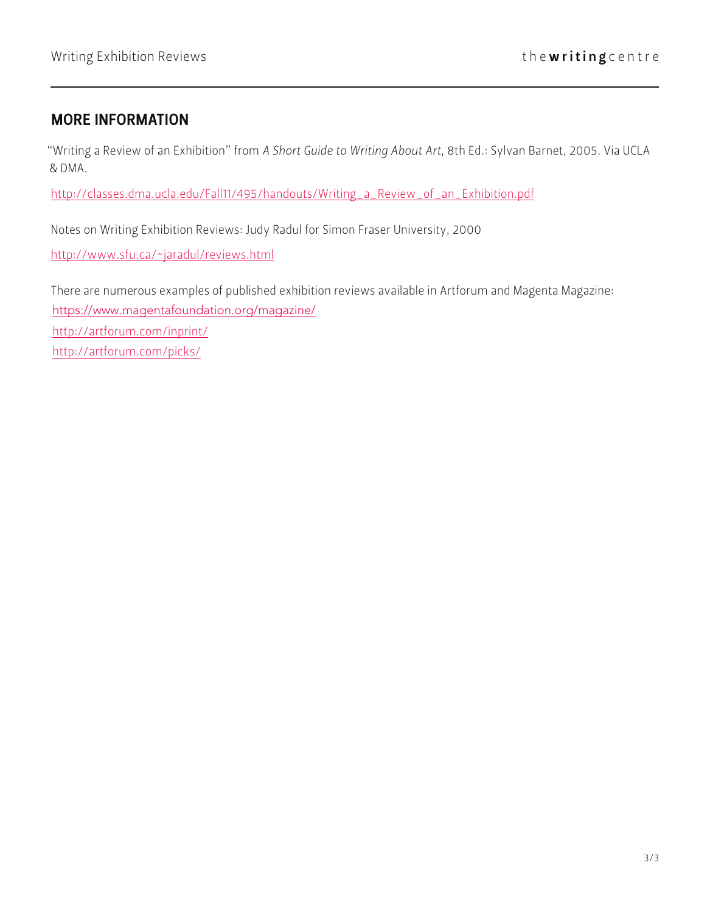## MORE INFORMATION

"Writing a Review of an Exhibition" from *A Short Guide to Writing About Art*, 8th Ed.: Sylvan Barnet, 2005. Via UCLA & DMA.

http://classes.dma.ucla.edu/Fall11/495/handouts/Writing_a_Review_of_an_Exhibition.pdf

Notes on Writing Exhibition Reviews: Judy Radul for Simon Fraser University, 2000

http://www.sfu.ca/~jaradul/reviews.html

There are numerous examples of published exhibition reviews available in Artforum and Magenta Magazine:

https://www.magentafoundation.org/magazine/

http://artforum.com/inprint/

http://artforum.com/picks/